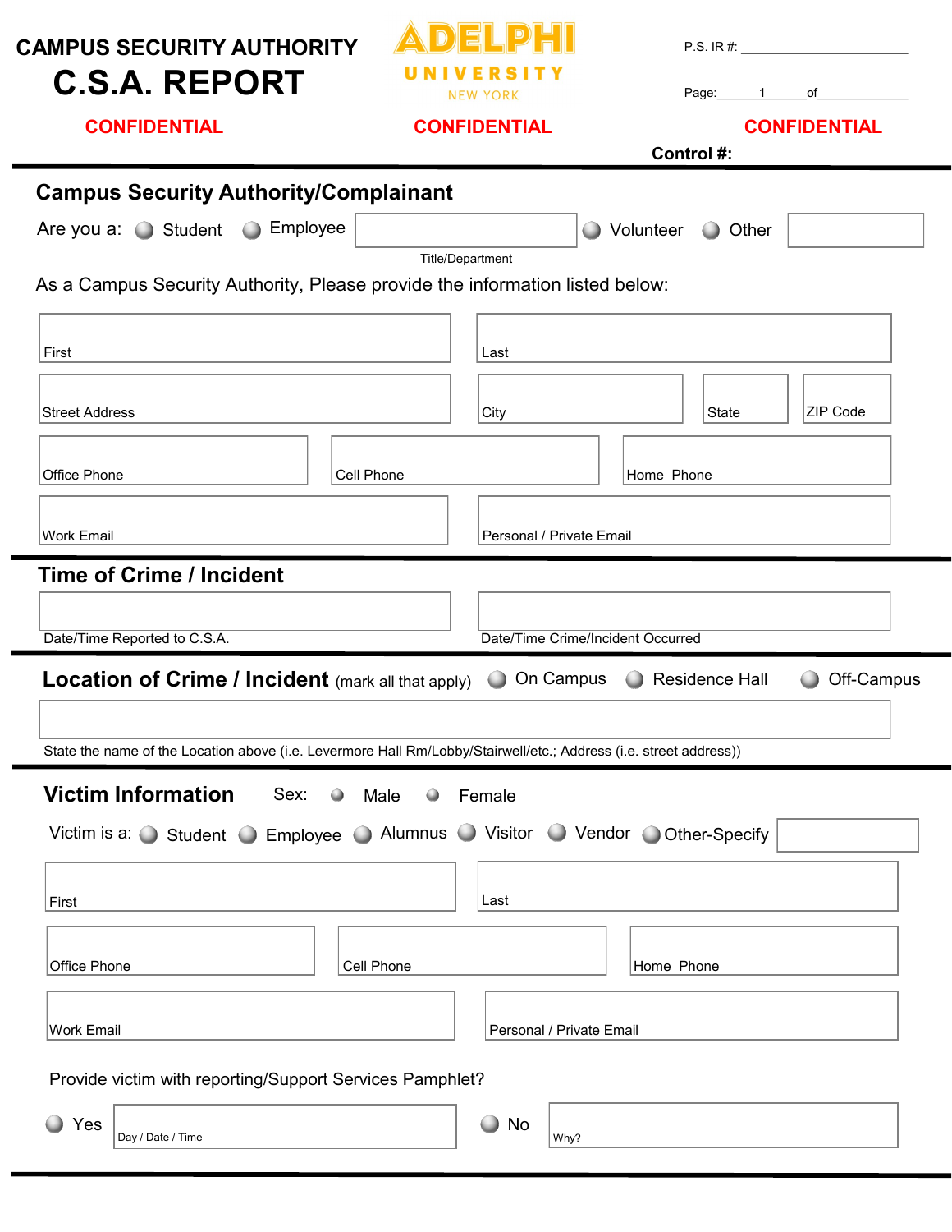# CAMPUS SECURITY AUTHORITY
# C.S.A. REPORT

**ADELPHI UNIVERSITY**
NEW YORK

P.S. IR #: ______________________

Page: _____1_____ of ____________

**CONFIDENTIAL** **CONFIDENTIAL** **CONFIDENTIAL**

**Control #:**

## Campus Security Authority/Complainant

Are you a: ○ Student ○ Employee [ ] Title/Department ○ Volunteer ○ Other [ ]

As a Campus Security Authority, Please provide the information listed below:

| First | Last | | |
|---|---|---|---|
| Street Address | City | State | ZIP Code |
| Office Phone | Cell Phone | Home Phone | |
| Work Email | Personal / Private Email | | |

## Time of Crime / Incident

| Date/Time Reported to C.S.A. | Date/Time Crime/Incident Occurred |
|---|---|

## Location of Crime / Incident (mark all that apply)

○ On Campus ○ Residence Hall ○ Off-Campus

State the name of the Location above (i.e. Levermore Hall Rm/Lobby/Stairwell/etc.; Address (i.e. street address))

## Victim Information

Sex: ○ Male ○ Female

Victim is a: ○ Student ○ Employee ○ Alumnus ○ Visitor ○ Vendor ○ Other-Specify [ ]

| First | Last | |
|---|---|---|
| Office Phone | Cell Phone | Home Phone |
| Work Email | Personal / Private Email | |

Provide victim with reporting/Support Services Pamphlet?

○ Yes [Day / Date / Time] ○ No [Why?]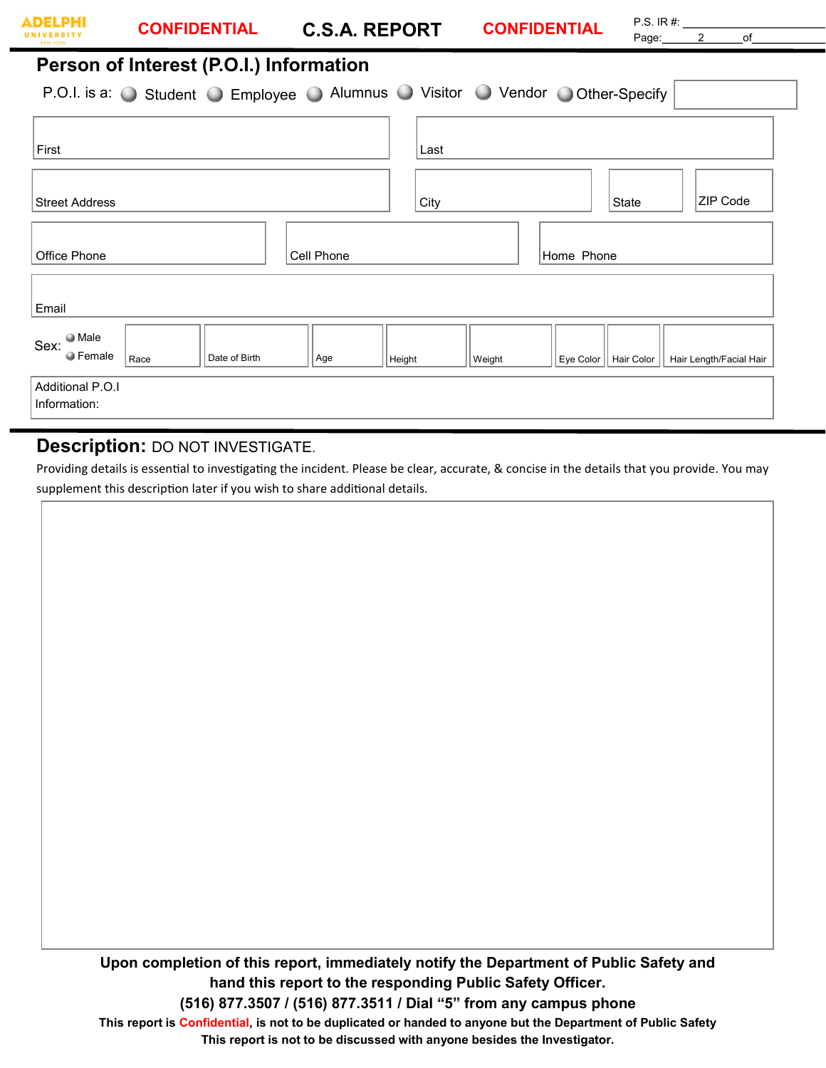ADELPHI UNIVERSITY NEW YORK

CONFIDENTIAL **C.S.A. REPORT** CONFIDENTIAL

P.S. IR #: \_\_\_\_\_\_\_\_\_\_
Page: 2 of \_\_\_\_\_

## Person of Interest (P.O.I.) Information

P.O.I. is a: ○ Student ○ Employee ○ Alumnus ○ Visitor ○ Vendor ○ Other-Specify \_\_\_\_\_\_\_\_

| | |
|---|---|
| First | Last |

| | | | |
|---|---|---|---|
| Street Address | City | State | ZIP Code |

| | | |
|---|---|---|
| Office Phone | Cell Phone | Home Phone |

Email

| | | | | | | | | | |
|---|---|---|---|---|---|---|---|---|---|
| Sex: ○ Male ○ Female | Race | Date of Birth | Age | Height | Weight | Eye Color | Hair Color | Hair Length/Facial Hair |

Additional P.O.I Information:

## Description: DO NOT INVESTIGATE.

Providing details is essential to investigating the incident. Please be clear, accurate, & concise in the details that you provide. You may supplement this description later if you wish to share additional details.

**Upon completion of this report, immediately notify the Department of Public Safety and hand this report to the responding Public Safety Officer.**

**(516) 877.3507 / (516) 877.3511 / Dial "5" from any campus phone**

**This report is Confidential, is not to be duplicated or handed to anyone but the Department of Public Safety**

**This report is not to be discussed with anyone besides the Investigator.**